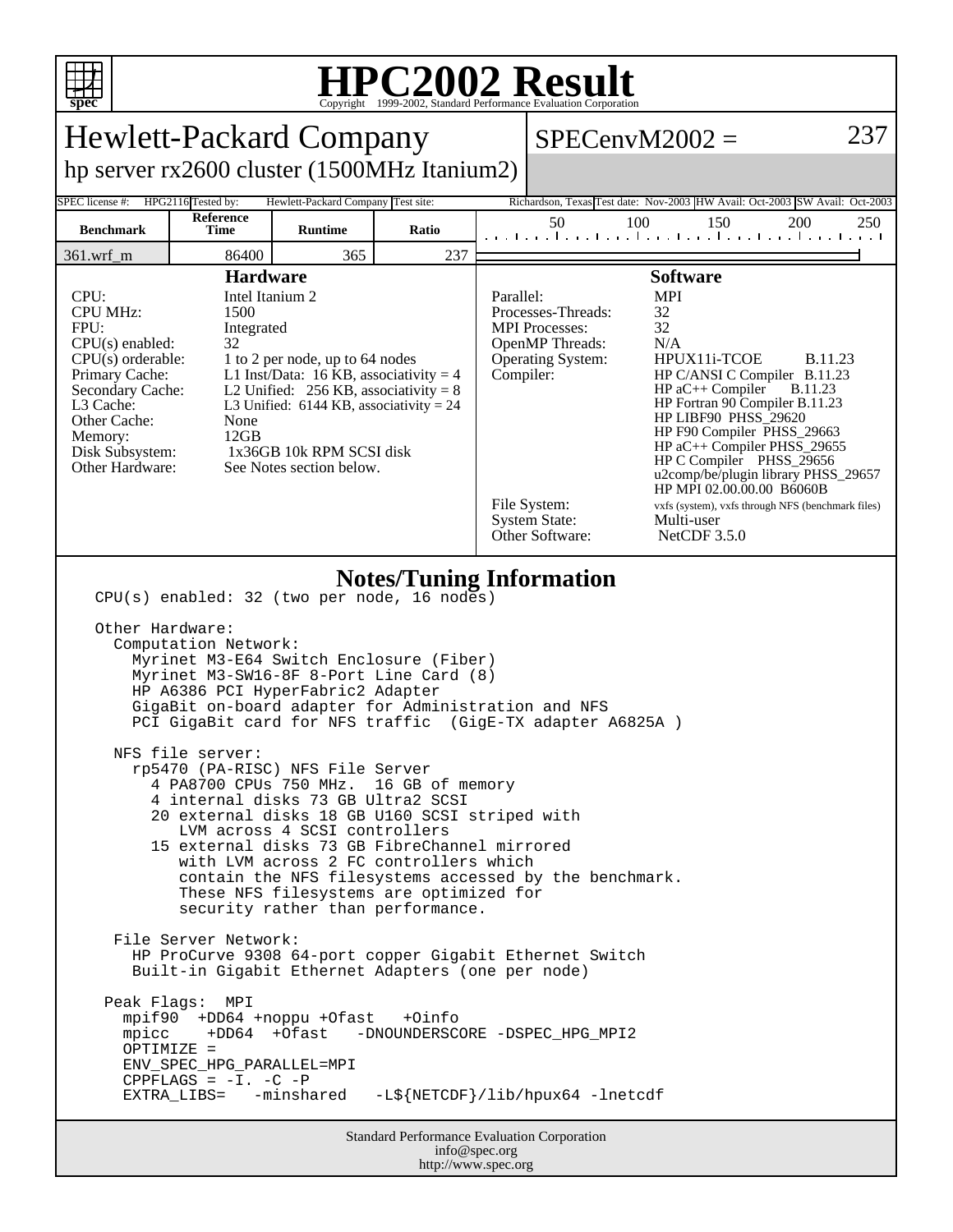# HPC2002 Result

Copyright 1999-2002, Standard Performance Evaluation Corporation

## Hewlett-Packard Company

hp server rx2600 cluster (1500MHz Itanium2)

SPECenvM2002 = 237

| SPEC license #: | HPG2116 | Tested by: | Hewlett-Packard Company | Test site: | Richardson, Texas | Test date: | Nov-2003 | HW Avail: | Oct-2003 | SW Avail: | Oct-2003 |
|---|---|---|---|---|---|---|---|---|---|---|---|

| Benchmark | Reference Time | Runtime | Ratio |
|---|---|---|---|
| 361.wrf_m | 86400 | 365 | 237 |

### Hardware

| | |
|---|---|
| CPU: | Intel Itanium 2 |
| CPU MHz: | 1500 |
| FPU: | Integrated |
| CPU(s) enabled: | 32 |
| CPU(s) orderable: | 1 to 2 per node, up to 64 nodes |
| Primary Cache: | L1 Inst/Data: 16 KB, associativity = 4 |
| Secondary Cache: | L2 Unified: 256 KB, associativity = 8 |
| L3 Cache: | L3 Unified: 6144 KB, associativity = 24 |
| Other Cache: | None |
| Memory: | 12GB |
| Disk Subsystem: | 1x36GB 10k RPM SCSI disk |
| Other Hardware: | See Notes section below. |

### Software

| | |
|---|---|
| Parallel: | MPI |
| Processes-Threads: | 32 |
| MPI Processes: | 32 |
| OpenMP Threads: | N/A |
| Operating System: | HPUX11i-TCOE B.11.23 |
| Compiler: | HP C/ANSI C Compiler B.11.23<br>HP aC++ Compiler B.11.23<br>HP Fortran 90 Compiler B.11.23<br>HP LIBF90 PHSS_29620<br>HP F90 Compiler PHSS_29663<br>HP aC++ Compiler PHSS_29655<br>HP C Compiler PHSS_29656<br>u2comp/be/plugin library PHSS_29657<br>HP MPI 02.00.00.00 B6060B |
| File System: | vxfs (system), vxfs through NFS (benchmark files) |
| System State: | Multi-user |
| Other Software: | NetCDF 3.5.0 |

### Notes/Tuning Information

```
CPU(s) enabled: 32 (two per node, 16 nodes)

Other Hardware:
  Computation Network:
    Myrinet M3-E64 Switch Enclosure (Fiber)
    Myrinet M3-SW16-8F 8-Port Line Card (8)
    HP A6386 PCI HyperFabric2 Adapter
    GigaBit on-board adapter for Administration and NFS
    PCI GigaBit card for NFS traffic  (GigE-TX adapter A6825A )

  NFS file server:
    rp5470 (PA-RISC) NFS File Server
      4 PA8700 CPUs 750 MHz.  16 GB of memory
      4 internal disks 73 GB Ultra2 SCSI
      20 external disks 18 GB U160 SCSI striped with
         LVM across 4 SCSI controllers
      15 external disks 73 GB FibreChannel mirrored
         with LVM across 2 FC controllers which
         contain the NFS filesystems accessed by the benchmark.
         These NFS filesystems are optimized for
         security rather than performance.

  File Server Network:
    HP ProCurve 9308 64-port copper Gigabit Ethernet Switch
    Built-in Gigabit Ethernet Adapters (one per node)

 Peak Flags:  MPI
   mpif90  +DD64 +noppu +Ofast   +Oinfo
   mpicc    +DD64  +Ofast   -DNOUNDERSCORE -DSPEC_HPG_MPI2
   OPTIMIZE =
   ENV_SPEC_HPG_PARALLEL=MPI
   CPPFLAGS = -I. -C -P
   EXTRA_LIBS=   -minshared   -L${NETCDF}/lib/hpux64 -lnetcdf
```

Standard Performance Evaluation Corporation
info@spec.org
http://www.spec.org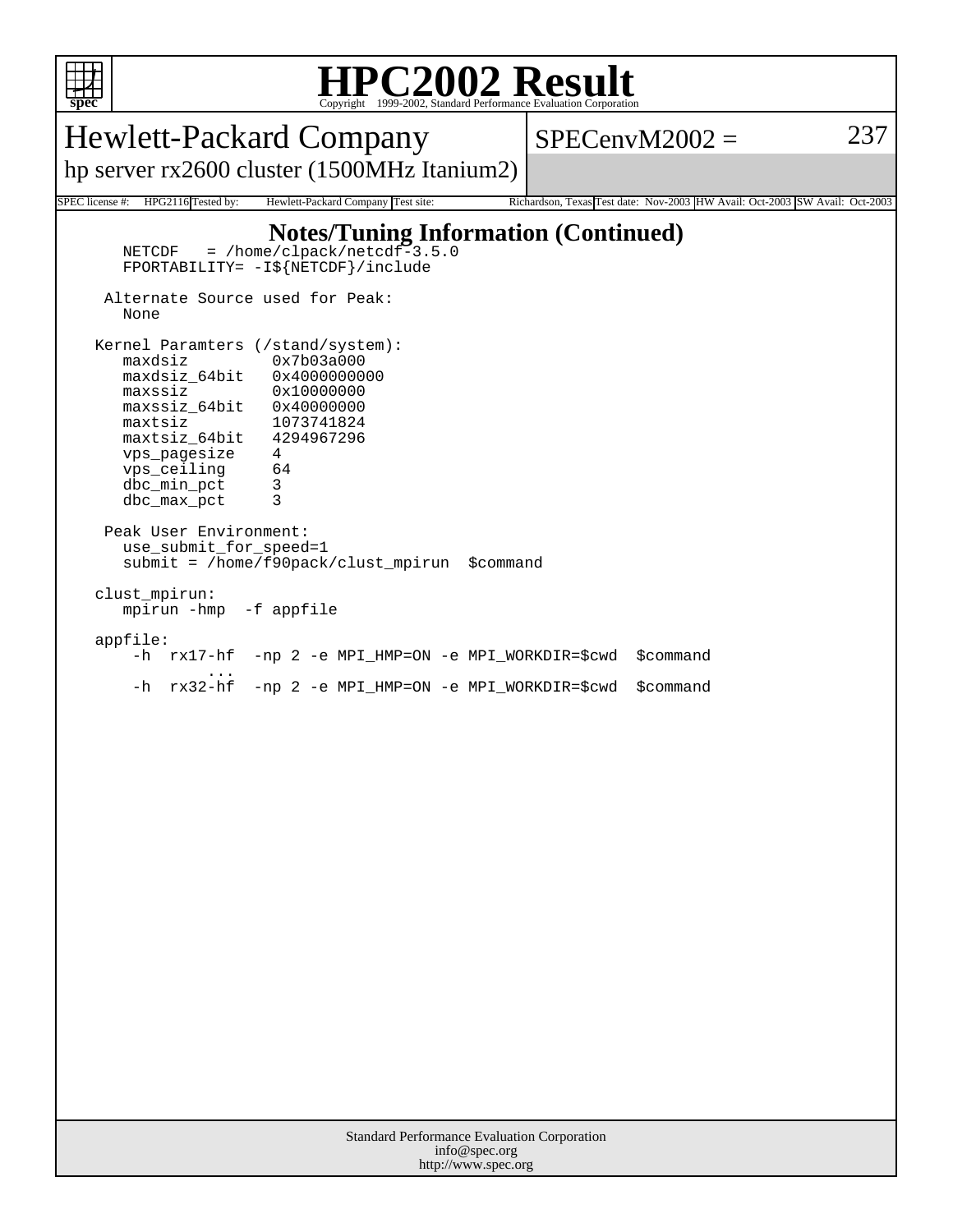# HPC2002 Result

Copyright 1999-2002, Standard Performance Evaluation Corporation

## Hewlett-Packard Company

hp server rx2600 cluster (1500MHz Itanium2)

SPECenvM2002 = 237

SPEC license #: HPG2116 Tested by: Hewlett-Packard Company Test site: Richardson, Texas Test date: Nov-2003 HW Avail: Oct-2003 SW Avail: Oct-2003

### Notes/Tuning Information (Continued)

```
      NETCDF   = /home/clpack/netcdf-3.5.0
      FPORTABILITY= -I${NETCDF}/include

     Alternate Source used for Peak:
      None

    Kernel Paramters (/stand/system):
       maxdsiz         0x7b03a000
       maxdsiz_64bit   0x4000000000
       maxssiz         0x10000000
       maxssiz_64bit   0x40000000
       maxtsiz         1073741824
       maxtsiz_64bit   4294967296
       vps_pagesize    4
       vps_ceiling     64
       dbc_min_pct     3
       dbc_max_pct     3

     Peak User Environment:
       use_submit_for_speed=1
       submit = /home/f90pack/clust_mpirun  $command

    clust_mpirun:
       mpirun -hmp  -f appfile

    appfile:
        -h  rx17-hf  -np 2 -e MPI_HMP=ON -e MPI_WORKDIR=$cwd  $command
                ...
        -h  rx32-hf  -np 2 -e MPI_HMP=ON -e MPI_WORKDIR=$cwd  $command
```

Standard Performance Evaluation Corporation
info@spec.org
http://www.spec.org